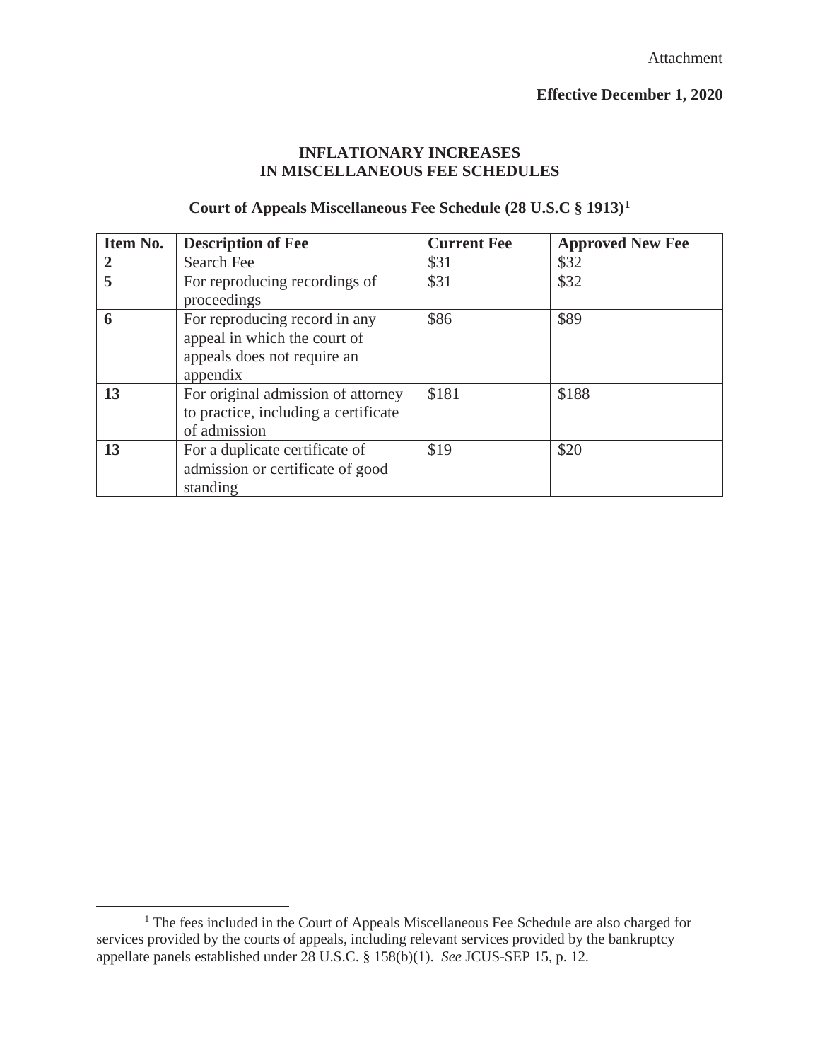Attachment

**Effective December 1, 2020**

## INFLATIONARY INCREASES IN MISCELLANEOUS FEE SCHEDULES

### Court of Appeals Miscellaneous Fee Schedule (28 U.S.C § 1913)[1]

| Item No. | Description of Fee | Current Fee | Approved New Fee |
|---|---|---|---|
| **2** | Search Fee | $31 | $32 |
| **5** | For reproducing recordings of proceedings | $31 | $32 |
| **6** | For reproducing record in any appeal in which the court of appeals does not require an appendix | $86 | $89 |
| **13** | For original admission of attorney to practice, including a certificate of admission | $181 | $188 |
| **13** | For a duplicate certificate of admission or certificate of good standing | $19 | $20 |

[1] The fees included in the Court of Appeals Miscellaneous Fee Schedule are also charged for services provided by the courts of appeals, including relevant services provided by the bankruptcy appellate panels established under 28 U.S.C. § 158(b)(1). *See* JCUS-SEP 15, p. 12.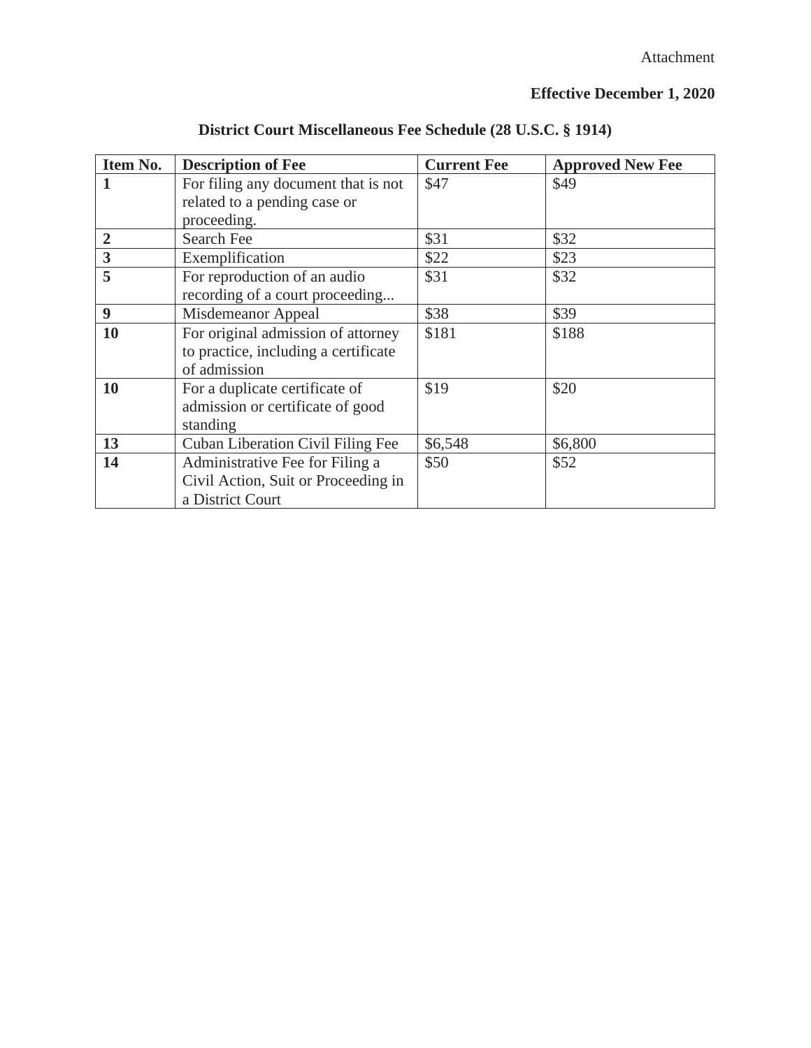Attachment

**Effective December 1, 2020**

**District Court Miscellaneous Fee Schedule (28 U.S.C. § 1914)**

| Item No. | Description of Fee | Current Fee | Approved New Fee |
|---|---|---|---|
| **1** | For filing any document that is not related to a pending case or proceeding. | $47 | $49 |
| **2** | Search Fee | $31 | $32 |
| **3** | Exemplification | $22 | $23 |
| **5** | For reproduction of an audio recording of a court proceeding... | $31 | $32 |
| **9** | Misdemeanor Appeal | $38 | $39 |
| **10** | For original admission of attorney to practice, including a certificate of admission | $181 | $188 |
| **10** | For a duplicate certificate of admission or certificate of good standing | $19 | $20 |
| **13** | Cuban Liberation Civil Filing Fee | $6,548 | $6,800 |
| **14** | Administrative Fee for Filing a Civil Action, Suit or Proceeding in a District Court | $50 | $52 |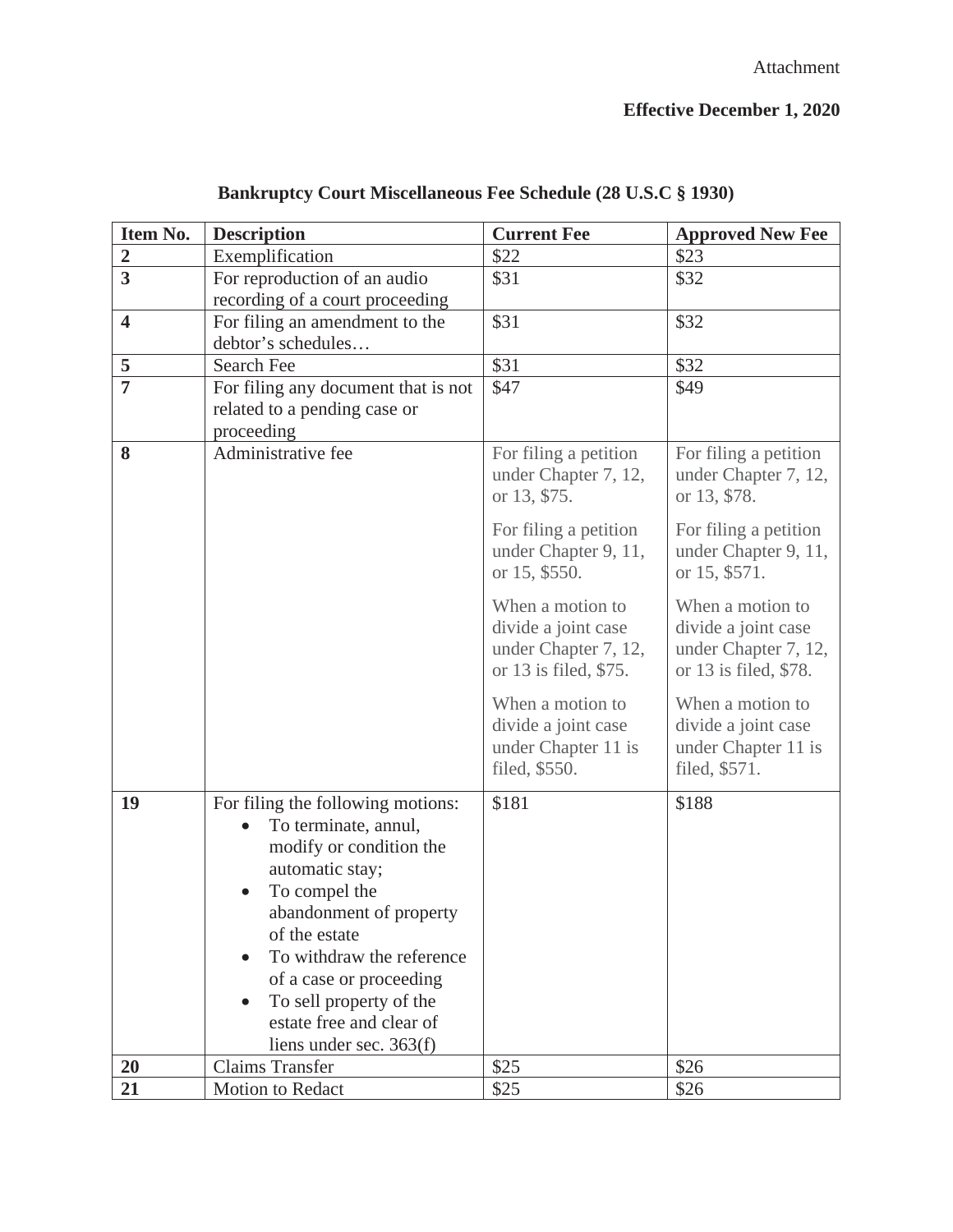Attachment

**Effective December 1, 2020**

## Bankruptcy Court Miscellaneous Fee Schedule (28 U.S.C § 1930)

| Item No. | Description | Current Fee | Approved New Fee |
| --- | --- | --- | --- |
| **2** | Exemplification | $22 | $23 |
| **3** | For reproduction of an audio recording of a court proceeding | $31 | $32 |
| **4** | For filing an amendment to the debtor's schedules… | $31 | $32 |
| **5** | Search Fee | $31 | $32 |
| **7** | For filing any document that is not related to a pending case or proceeding | $47 | $49 |
| **8** | Administrative fee | For filing a petition under Chapter 7, 12, or 13, $75.<br><br>For filing a petition under Chapter 9, 11, or 15, $550.<br><br>When a motion to divide a joint case under Chapter 7, 12, or 13 is filed, $75.<br><br>When a motion to divide a joint case under Chapter 11 is filed, $550. | For filing a petition under Chapter 7, 12, or 13, $78.<br><br>For filing a petition under Chapter 9, 11, or 15, $571.<br><br>When a motion to divide a joint case under Chapter 7, 12, or 13 is filed, $78.<br><br>When a motion to divide a joint case under Chapter 11 is filed, $571. |
| **19** | For filing the following motions:<br>• To terminate, annul, modify or condition the automatic stay;<br>• To compel the abandonment of property of the estate<br>• To withdraw the reference of a case or proceeding<br>• To sell property of the estate free and clear of liens under sec. 363(f) | $181 | $188 |
| **20** | Claims Transfer | $25 | $26 |
| **21** | Motion to Redact | $25 | $26 |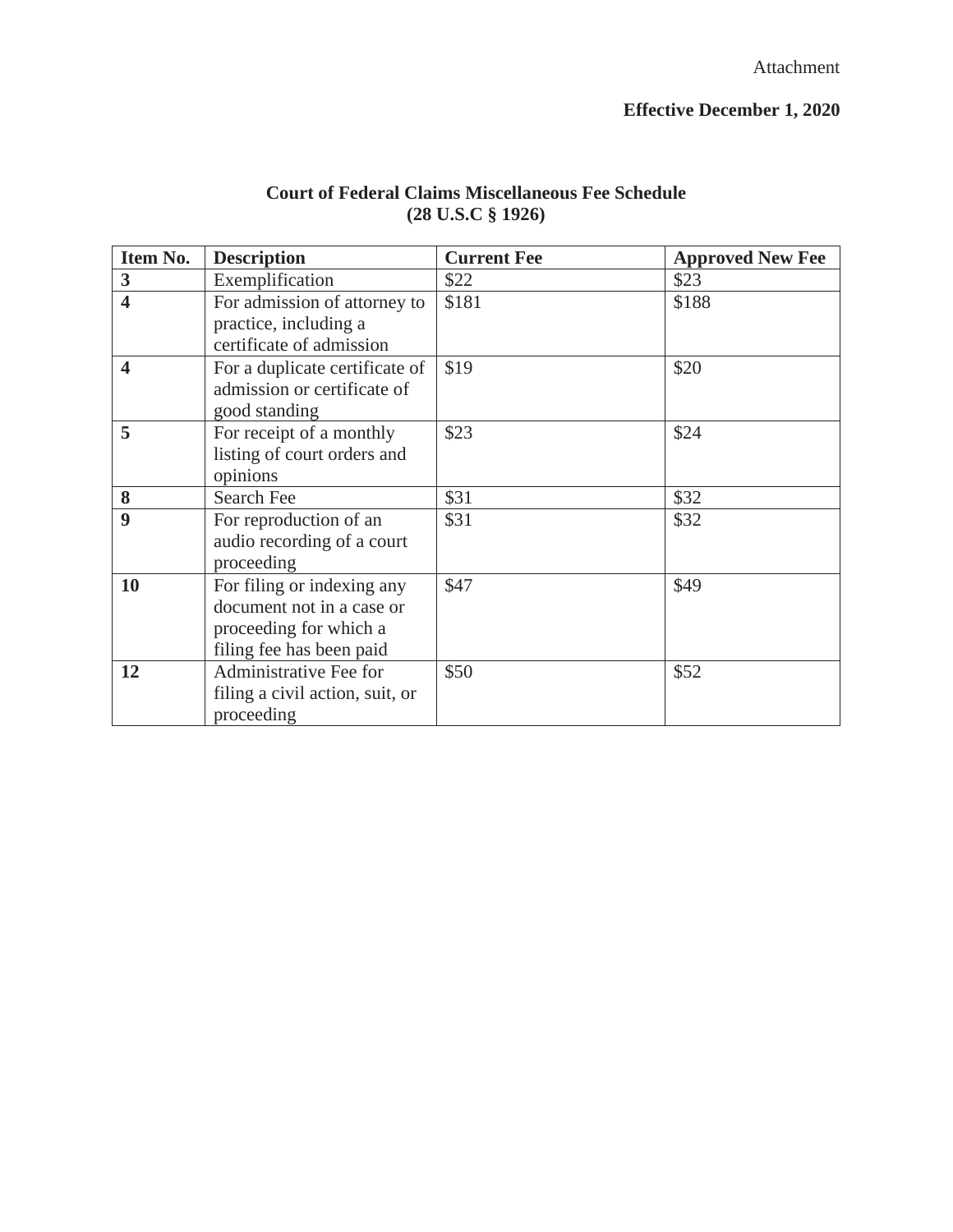Attachment

**Effective December 1, 2020**

**Court of Federal Claims Miscellaneous Fee Schedule**
**(28 U.S.C § 1926)**

| Item No. | Description | Current Fee | Approved New Fee |
|---|---|---|---|
| **3** | Exemplification | $22 | $23 |
| **4** | For admission of attorney to practice, including a certificate of admission | $181 | $188 |
| **4** | For a duplicate certificate of admission or certificate of good standing | $19 | $20 |
| **5** | For receipt of a monthly listing of court orders and opinions | $23 | $24 |
| **8** | Search Fee | $31 | $32 |
| **9** | For reproduction of an audio recording of a court proceeding | $31 | $32 |
| **10** | For filing or indexing any document not in a case or proceeding for which a filing fee has been paid | $47 | $49 |
| **12** | Administrative Fee for filing a civil action, suit, or proceeding | $50 | $52 |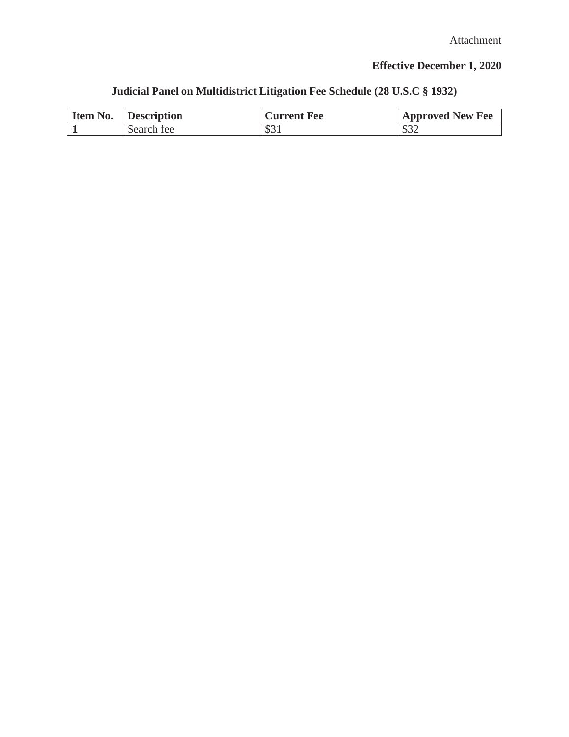Attachment

**Effective December 1, 2020**

## Judicial Panel on Multidistrict Litigation Fee Schedule (28 U.S.C § 1932)

| Item No. | Description | Current Fee | Approved New Fee |
|---|---|---|---|
| **1** | Search fee | $31 | $32 |